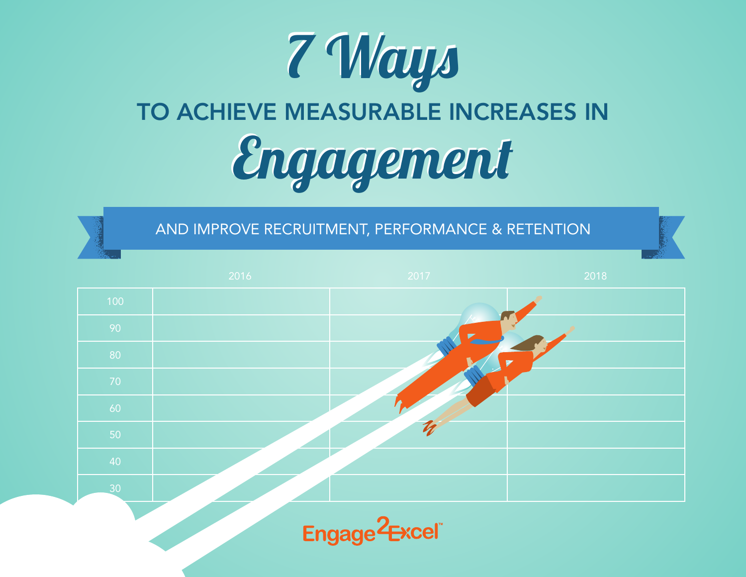# 7 Ways

## TO ACHIEVE MEASURABLE INCREASES IN

# Engagement

AND IMPROVE RECRUITMENT, PERFORMANCE & RETENTION

| | 2016 | 2017 | 2018 |
|---|---|---|---|
| 100 | | | |
| 90 | | | |
| 80 | | | |
| 70 | | | |
| 60 | | | |
| 50 | | | |
| 40 | | | |
| 30 | | | |

Engage2Excel™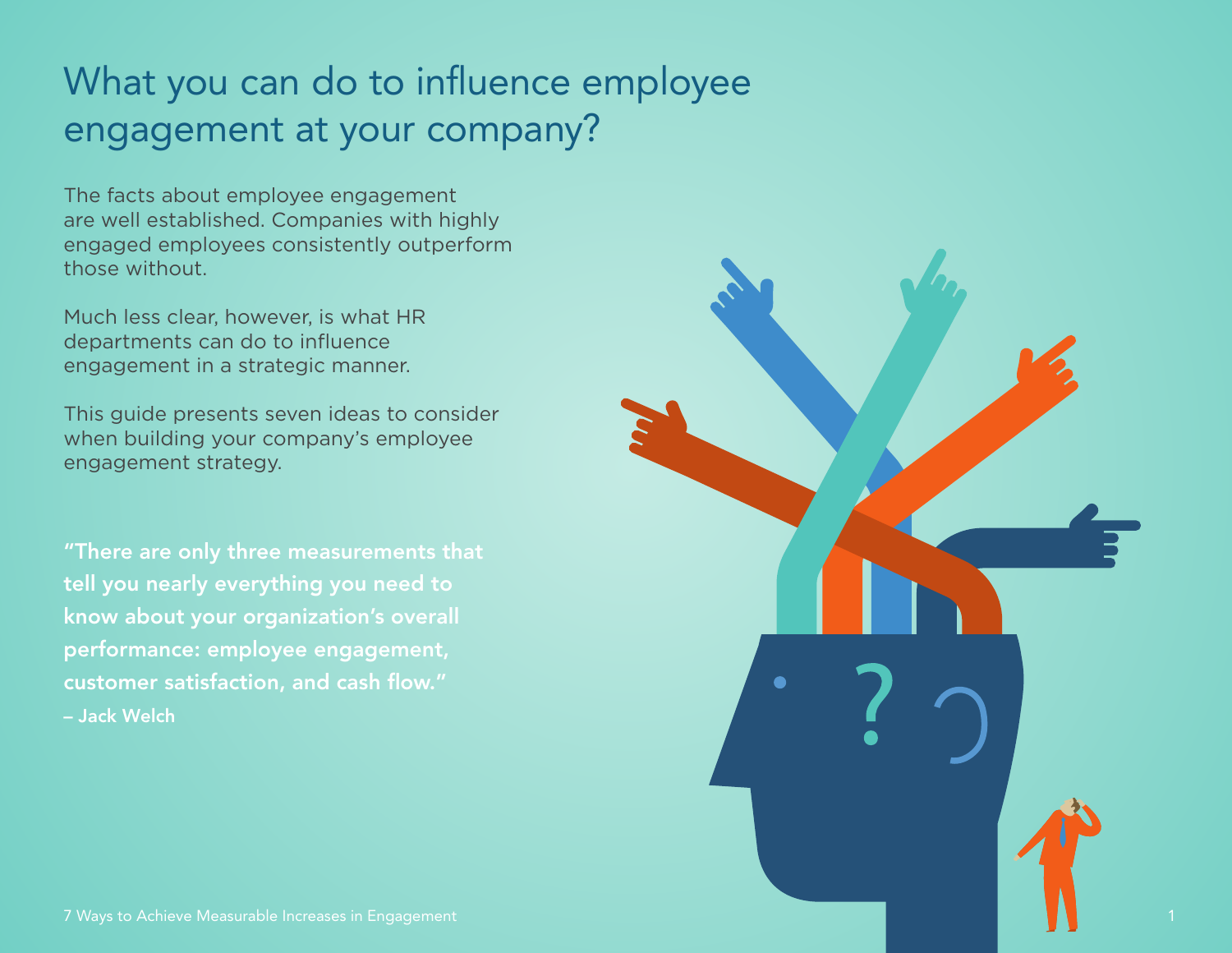# What you can do to influence employee engagement at your company?

The facts about employee engagement are well established. Companies with highly engaged employees consistently outperform those without.

Much less clear, however, is what HR departments can do to influence engagement in a strategic manner.

This guide presents seven ideas to consider when building your company's employee engagement strategy.

**"There are only three measurements that tell you nearly everything you need to know about your organization's overall performance: employee engagement, customer satisfaction, and cash flow."**
**– Jack Welch**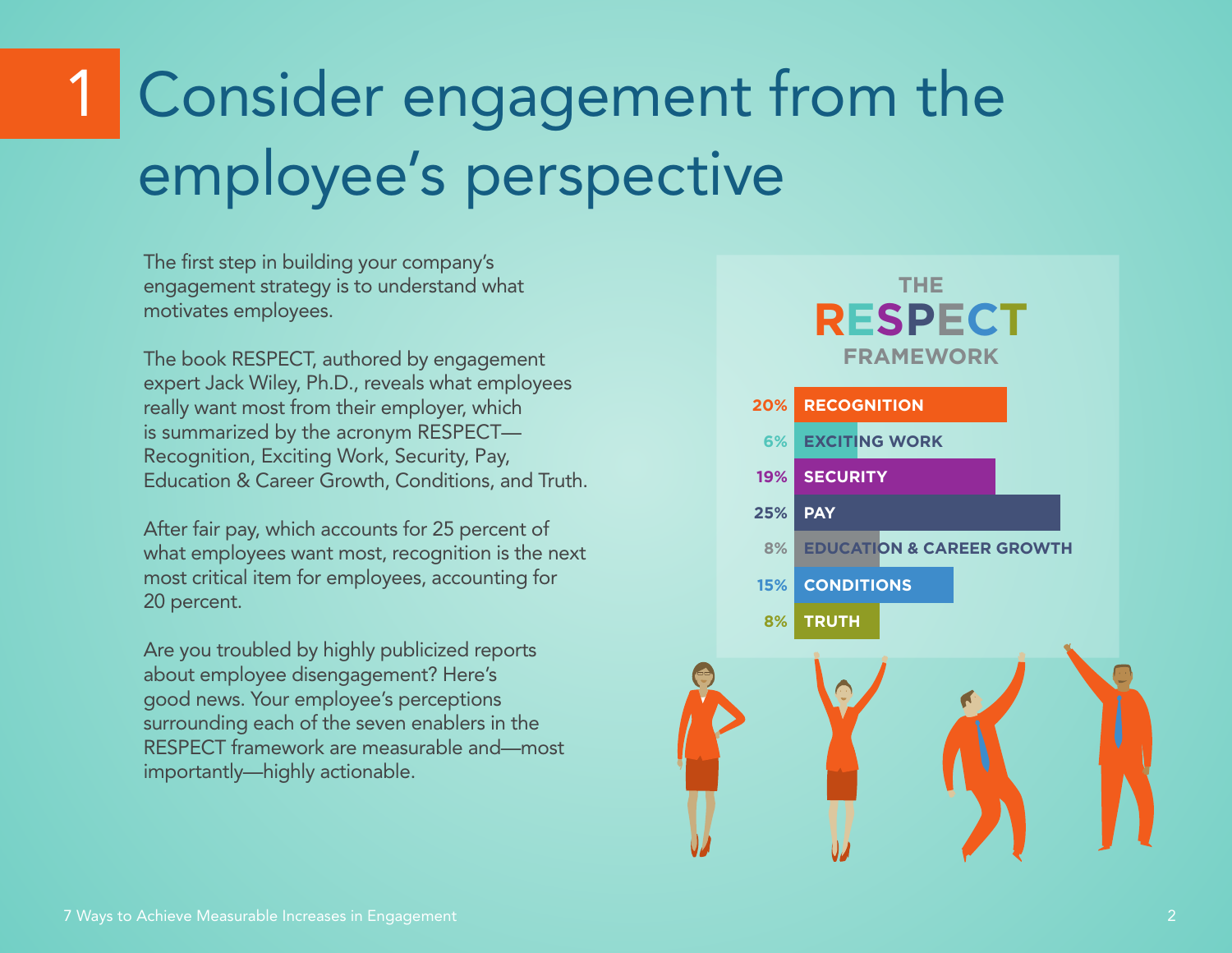# 1 Consider engagement from the employee's perspective

The first step in building your company's engagement strategy is to understand what motivates employees.

The book RESPECT, authored by engagement expert Jack Wiley, Ph.D., reveals what employees really want most from their employer, which is summarized by the acronym RESPECT—Recognition, Exciting Work, Security, Pay, Education & Career Growth, Conditions, and Truth.

After fair pay, which accounts for 25 percent of what employees want most, recognition is the next most critical item for employees, accounting for 20 percent.

Are you troubled by highly publicized reports about employee disengagement? Here's good news. Your employee's perceptions surrounding each of the seven enablers in the RESPECT framework are measurable and—most importantly—highly actionable.

**THE RESPECT FRAMEWORK**

| % | Enabler |
|---|---|
| 20% | RECOGNITION |
| 6% | EXCITING WORK |
| 19% | SECURITY |
| 25% | PAY |
| 8% | EDUCATION & CAREER GROWTH |
| 15% | CONDITIONS |
| 8% | TRUTH |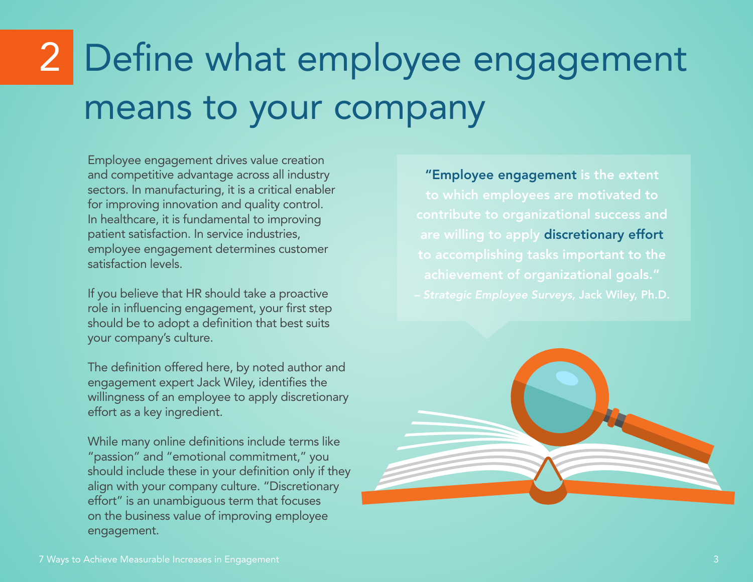# 2 Define what employee engagement means to your company

Employee engagement drives value creation and competitive advantage across all industry sectors. In manufacturing, it is a critical enabler for improving innovation and quality control. In healthcare, it is fundamental to improving patient satisfaction. In service industries, employee engagement determines customer satisfaction levels.

If you believe that HR should take a proactive role in influencing engagement, your first step should be to adopt a definition that best suits your company's culture.

The definition offered here, by noted author and engagement expert Jack Wiley, identifies the willingness of an employee to apply discretionary effort as a key ingredient.

While many online definitions include terms like "passion" and "emotional commitment," you should include these in your definition only if they align with your company culture. "Discretionary effort" is an unambiguous term that focuses on the business value of improving employee engagement.

> **"Employee engagement is the extent to which employees are motivated to contribute to organizational success and are willing to apply discretionary effort to accomplishing tasks important to the achievement of organizational goals."**
> – *Strategic Employee Surveys,* Jack Wiley, Ph.D.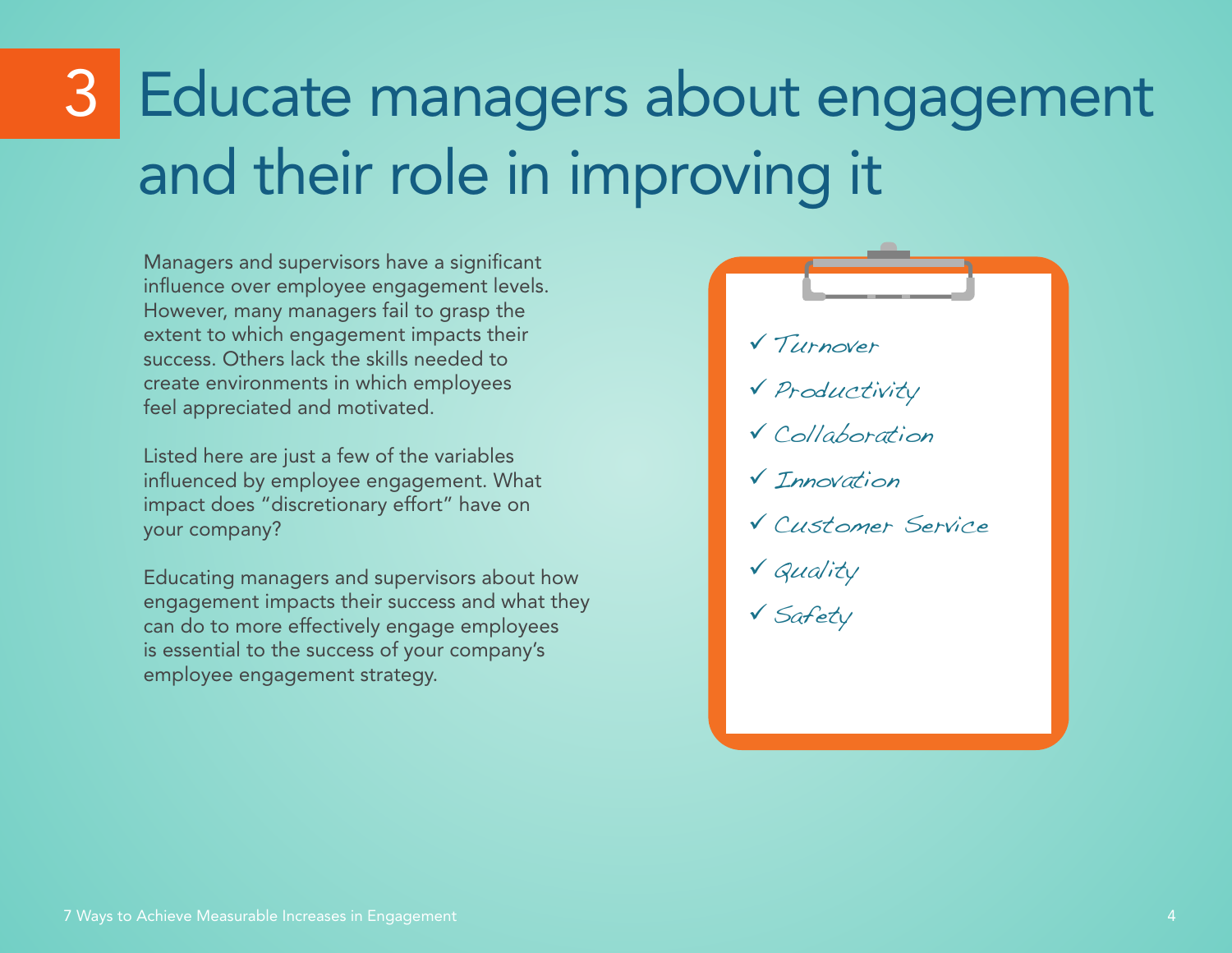# 3 Educate managers about engagement and their role in improving it

Managers and supervisors have a significant influence over employee engagement levels. However, many managers fail to grasp the extent to which engagement impacts their success. Others lack the skills needed to create environments in which employees feel appreciated and motivated.

Listed here are just a few of the variables influenced by employee engagement. What impact does "discretionary effort" have on your company?

Educating managers and supervisors about how engagement impacts their success and what they can do to more effectively engage employees is essential to the success of your company's employee engagement strategy.

- ✓ Turnover
- ✓ Productivity
- ✓ Collaboration
- ✓ Innovation
- ✓ Customer Service
- ✓ Quality
- ✓ Safety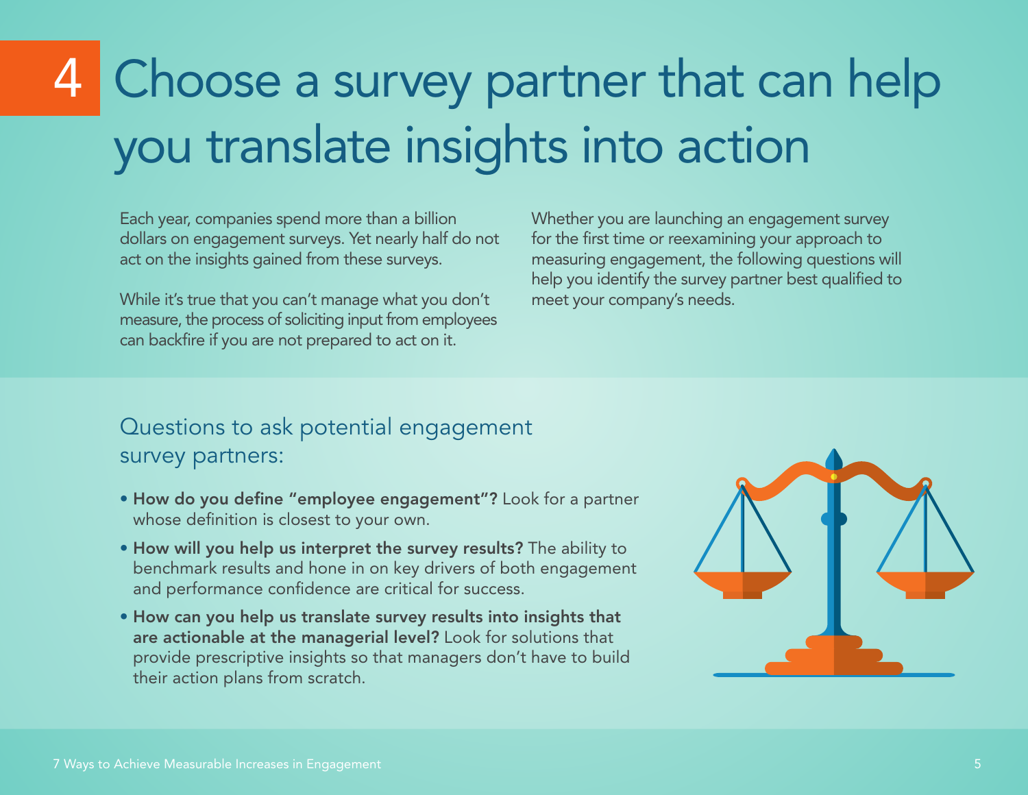# 4 Choose a survey partner that can help you translate insights into action

Each year, companies spend more than a billion dollars on engagement surveys. Yet nearly half do not act on the insights gained from these surveys.

While it's true that you can't manage what you don't measure, the process of soliciting input from employees can backfire if you are not prepared to act on it.

Whether you are launching an engagement survey for the first time or reexamining your approach to measuring engagement, the following questions will help you identify the survey partner best qualified to meet your company's needs.

## Questions to ask potential engagement survey partners:

- **How do you define "employee engagement"?** Look for a partner whose definition is closest to your own.
- **How will you help us interpret the survey results?** The ability to benchmark results and hone in on key drivers of both engagement and performance confidence are critical for success.
- **How can you help us translate survey results into insights that are actionable at the managerial level?** Look for solutions that provide prescriptive insights so that managers don't have to build their action plans from scratch.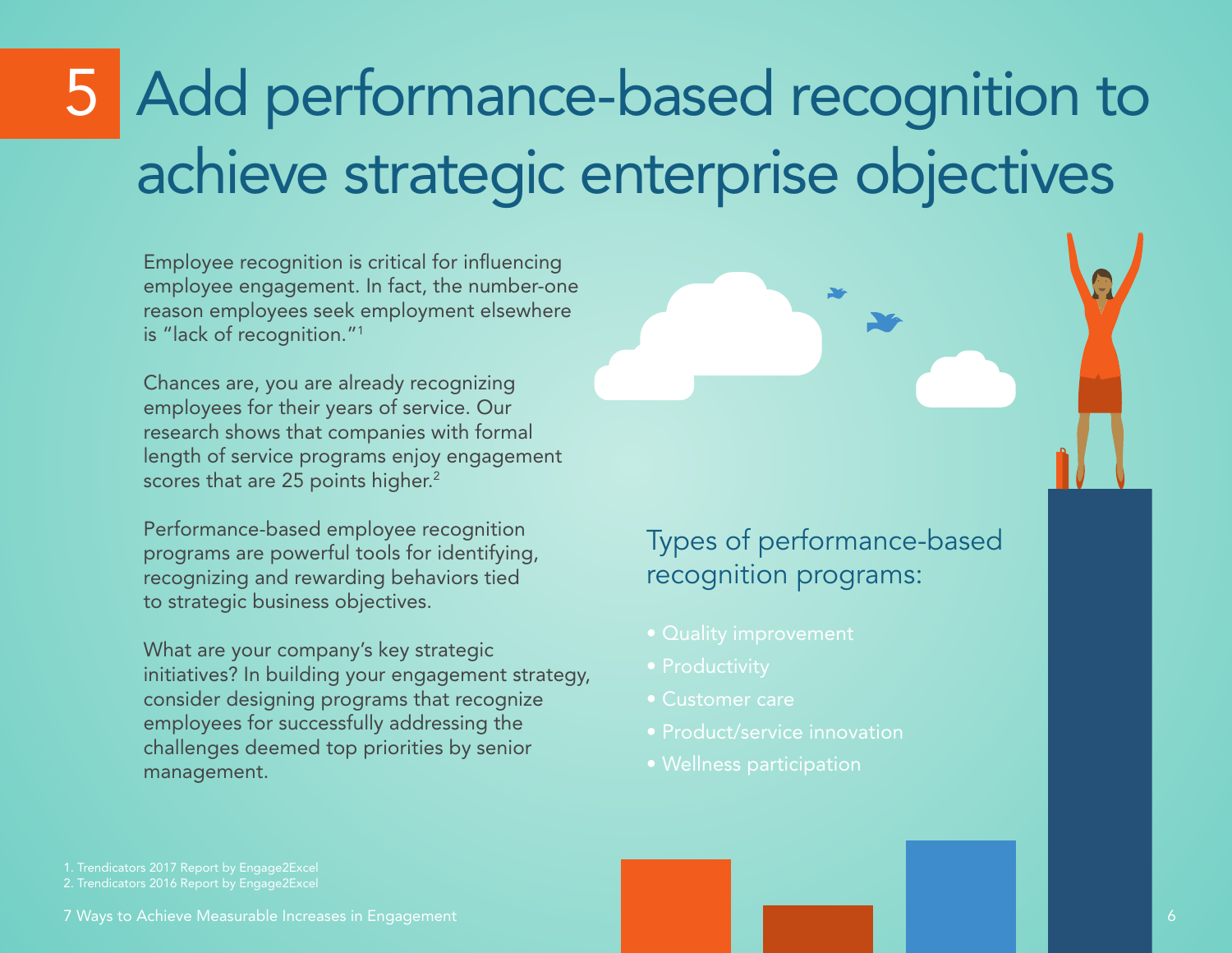# 5 Add performance-based recognition to achieve strategic enterprise objectives

Employee recognition is critical for influencing employee engagement. In fact, the number-one reason employees seek employment elsewhere is "lack of recognition."[1]

Chances are, you are already recognizing employees for their years of service. Our research shows that companies with formal length of service programs enjoy engagement scores that are 25 points higher.[2]

Performance-based employee recognition programs are powerful tools for identifying, recognizing and rewarding behaviors tied to strategic business objectives.

What are your company's key strategic initiatives? In building your engagement strategy, consider designing programs that recognize employees for successfully addressing the challenges deemed top priorities by senior management.

## Types of performance-based recognition programs:

- Quality improvement
- Productivity
- Customer care
- Product/service innovation
- Wellness participation

1. Trendicators 2017 Report by Engage2Excel
2. Trendicators 2016 Report by Engage2Excel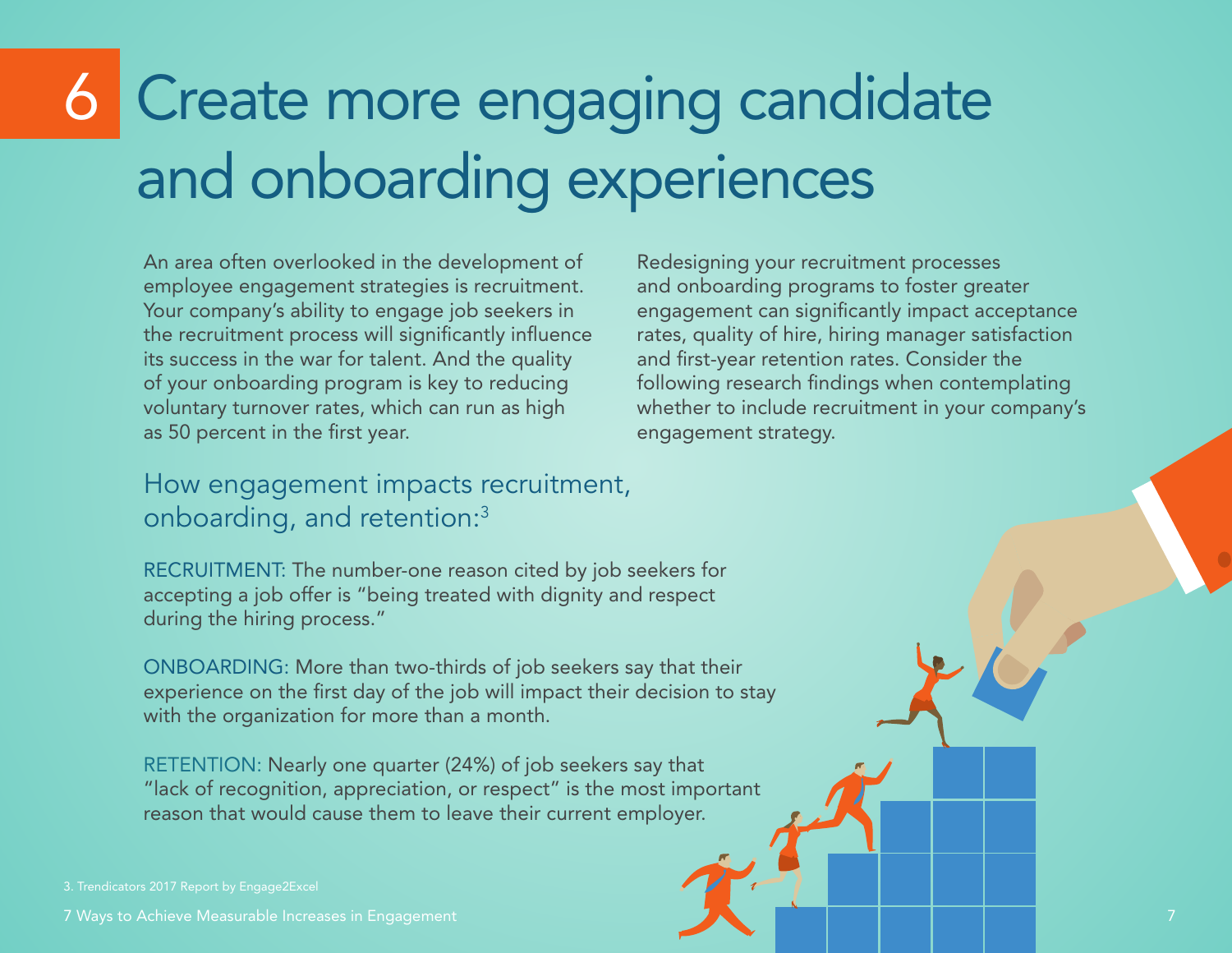# 6 Create more engaging candidate and onboarding experiences

An area often overlooked in the development of employee engagement strategies is recruitment. Your company's ability to engage job seekers in the recruitment process will significantly influence its success in the war for talent. And the quality of your onboarding program is key to reducing voluntary turnover rates, which can run as high as 50 percent in the first year.

Redesigning your recruitment processes and onboarding programs to foster greater engagement can significantly impact acceptance rates, quality of hire, hiring manager satisfaction and first-year retention rates. Consider the following research findings when contemplating whether to include recruitment in your company's engagement strategy.

## How engagement impacts recruitment, onboarding, and retention:[3]

RECRUITMENT: The number-one reason cited by job seekers for accepting a job offer is "being treated with dignity and respect during the hiring process."

ONBOARDING: More than two-thirds of job seekers say that their experience on the first day of the job will impact their decision to stay with the organization for more than a month.

RETENTION: Nearly one quarter (24%) of job seekers say that "lack of recognition, appreciation, or respect" is the most important reason that would cause them to leave their current employer.

3. Trendicators 2017 Report by Engage2Excel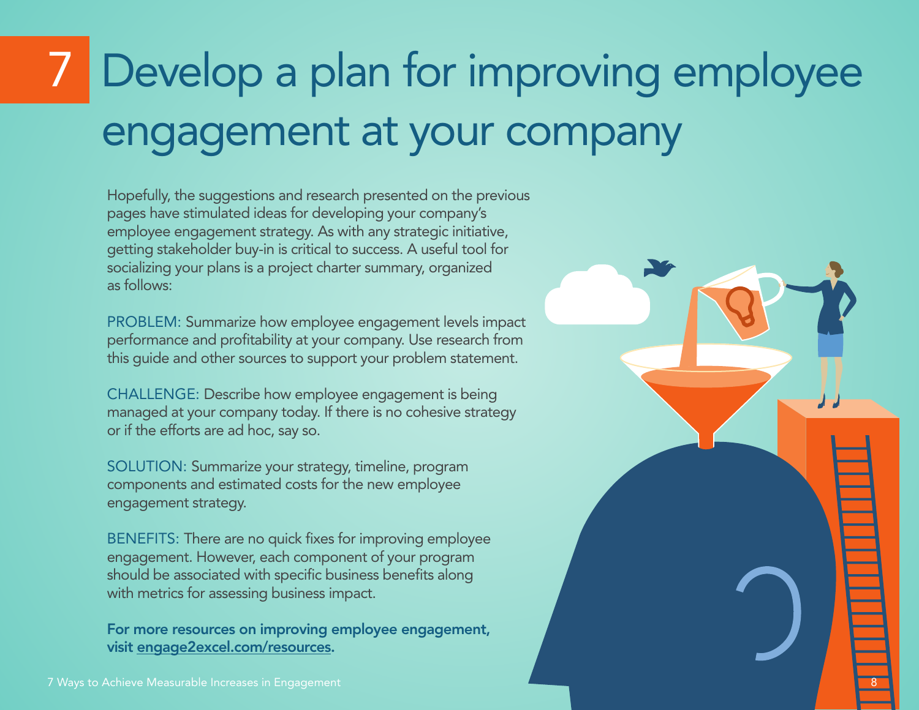# 7 Develop a plan for improving employee engagement at your company

Hopefully, the suggestions and research presented on the previous pages have stimulated ideas for developing your company's employee engagement strategy. As with any strategic initiative, getting stakeholder buy-in is critical to success. A useful tool for socializing your plans is a project charter summary, organized as follows:

PROBLEM: Summarize how employee engagement levels impact performance and profitability at your company. Use research from this guide and other sources to support your problem statement.

CHALLENGE: Describe how employee engagement is being managed at your company today. If there is no cohesive strategy or if the efforts are ad hoc, say so.

SOLUTION: Summarize your strategy, timeline, program components and estimated costs for the new employee engagement strategy.

BENEFITS: There are no quick fixes for improving employee engagement. However, each component of your program should be associated with specific business benefits along with metrics for assessing business impact.

**For more resources on improving employee engagement, visit engage2excel.com/resources.**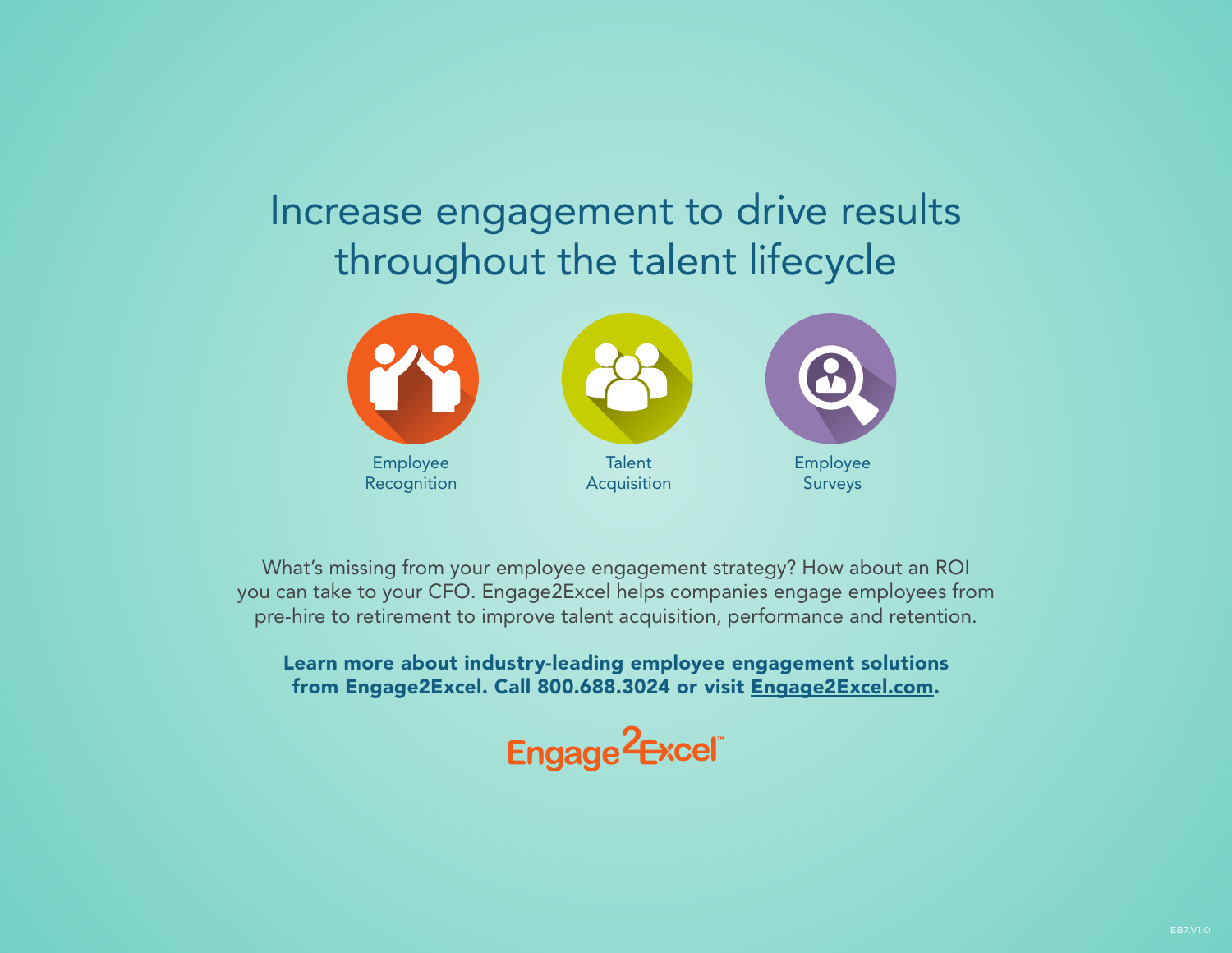# Increase engagement to drive results throughout the talent lifecycle

Employee Recognition

Talent Acquisition

Employee Surveys

What's missing from your employee engagement strategy? How about an ROI you can take to your CFO. Engage2Excel helps companies engage employees from pre-hire to retirement to improve talent acquisition, performance and retention.

**Learn more about industry-leading employee engagement solutions from Engage2Excel. Call 800.688.3024 or visit Engage2Excel.com.**

Engage2Excel™

EB7.V1.0